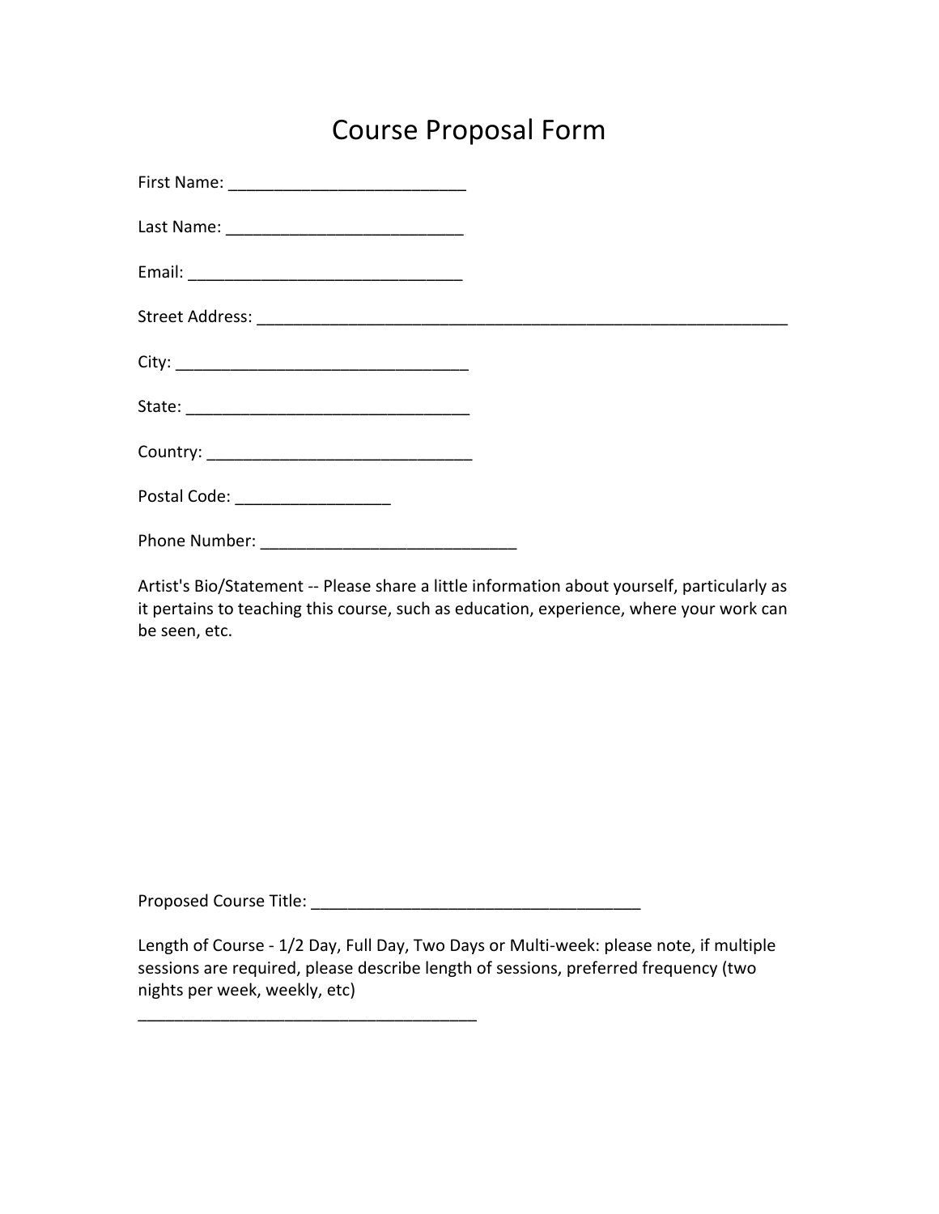# Course Proposal Form

First Name: __________________________

Last Name: __________________________

Email: ______________________________

Street Address: ___________________________________________________________

City: ________________________________

State: _______________________________

Country: _____________________________

Postal Code: ________________

Phone Number: ___________________________

Artist's Bio/Statement -- Please share a little information about yourself, particularly as it pertains to teaching this course, such as education, experience, where your work can be seen, etc.

Proposed Course Title: ____________________________________

Length of Course - 1/2 Day, Full Day, Two Days or Multi-week: please note, if multiple sessions are required, please describe length of sessions, preferred frequency (two nights per week, weekly, etc)

_____________________________________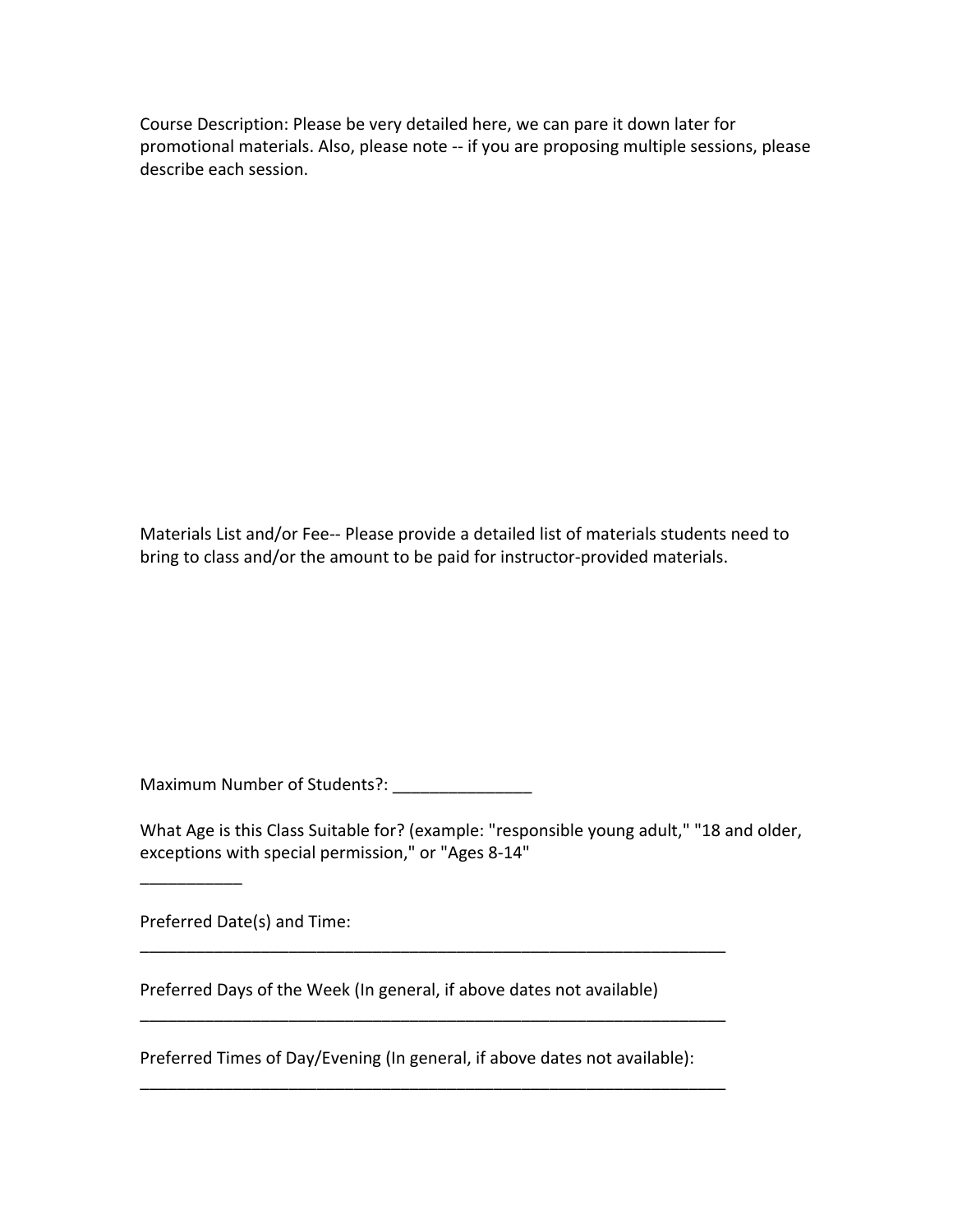Course Description: Please be very detailed here, we can pare it down later for promotional materials. Also, please note -- if you are proposing multiple sessions, please describe each session.

Materials List and/or Fee-- Please provide a detailed list of materials students need to bring to class and/or the amount to be paid for instructor-provided materials.

Maximum Number of Students?: _______________

What Age is this Class Suitable for? (example: "responsible young adult," "18 and older, exceptions with special permission," or "Ages 8-14"

___________

Preferred Date(s) and Time:
_________________________________________________________________

Preferred Days of the Week (In general, if above dates not available)
_________________________________________________________________

Preferred Times of Day/Evening (In general, if above dates not available):
_________________________________________________________________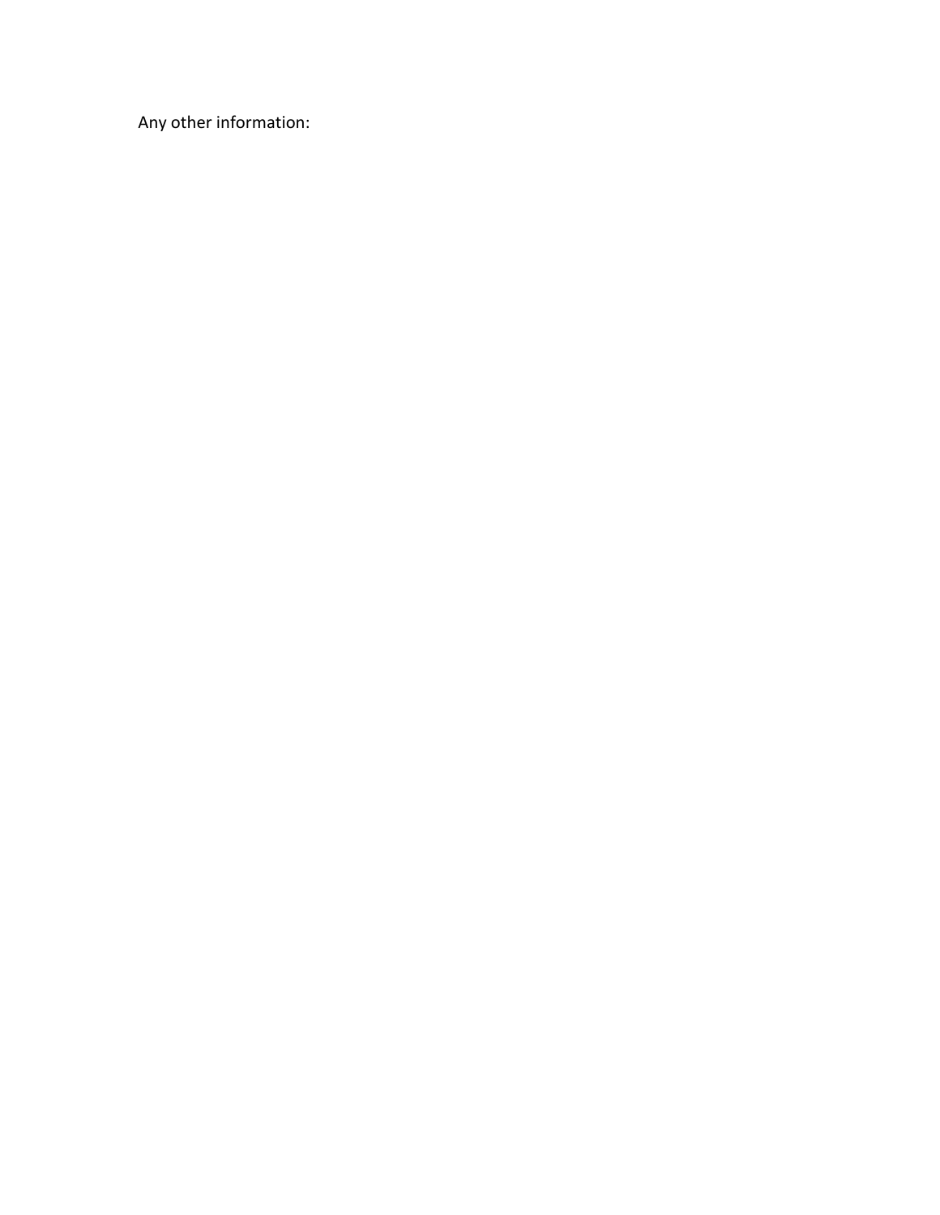Any other information: